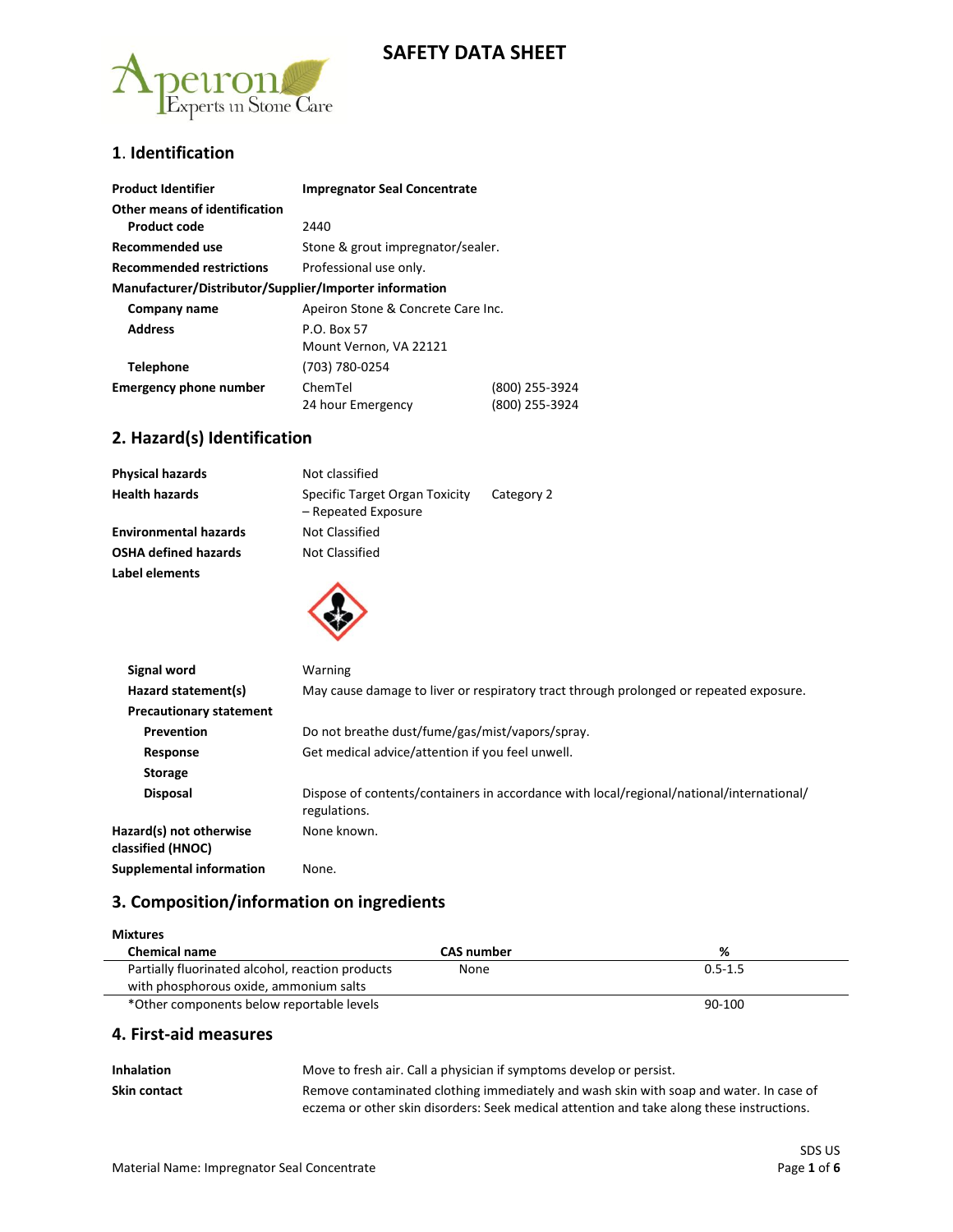# SAFETY DATA SHEET

## 1. Identification

| | | |
|---|---|---|
| **Product Identifier** | **Impregnator Seal Concentrate** | |
| **Other means of identification** | | |
| **Product code** | 2440 | |
| **Recommended use** | Stone & grout impregnator/sealer. | |
| **Recommended restrictions** | Professional use only. | |
| **Manufacturer/Distributor/Supplier/Importer information** | | |
| **Company name** | Apeiron Stone & Concrete Care Inc. | |
| **Address** | P.O. Box 57<br>Mount Vernon, VA 22121 | |
| **Telephone** | (703) 780-0254 | |
| **Emergency phone number** | ChemTel | (800) 255-3924 |
| | 24 hour Emergency | (800) 255-3924 |

## 2. Hazard(s) Identification

| | | |
|---|---|---|
| **Physical hazards** | Not classified | |
| **Health hazards** | Specific Target Organ Toxicity – Repeated Exposure | Category 2 |
| **Environmental hazards** | Not Classified | |
| **OSHA defined hazards** | Not Classified | |

**Label elements**

| | |
|---|---|
| **Signal word** | Warning |
| **Hazard statement(s)** | May cause damage to liver or respiratory tract through prolonged or repeated exposure. |
| **Precautionary statement** | |
| **Prevention** | Do not breathe dust/fume/gas/mist/vapors/spray. |
| **Response** | Get medical advice/attention if you feel unwell. |
| **Storage** | |
| **Disposal** | Dispose of contents/containers in accordance with local/regional/national/international/ regulations. |
| **Hazard(s) not otherwise classified (HNOC)** | None known. |
| **Supplemental information** | None. |

## 3. Composition/information on ingredients

**Mixtures**

| Chemical name | CAS number | % |
|---|---|---|
| Partially fluorinated alcohol, reaction products with phosphorous oxide, ammonium salts | None | 0.5-1.5 |
| *Other components below reportable levels | | 90-100 |

## 4. First-aid measures

| | |
|---|---|
| **Inhalation** | Move to fresh air. Call a physician if symptoms develop or persist. |
| **Skin contact** | Remove contaminated clothing immediately and wash skin with soap and water. In case of eczema or other skin disorders: Seek medical attention and take along these instructions. |

Material Name: Impregnator Seal Concentrate

SDS US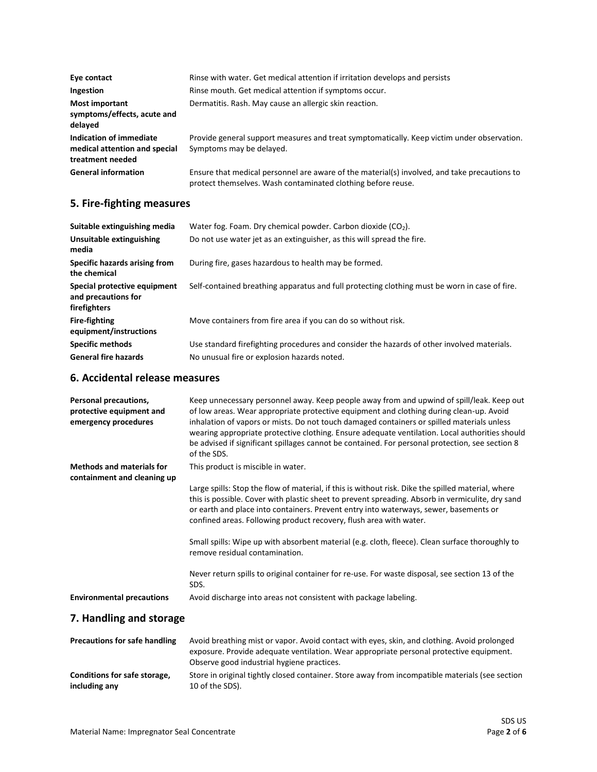| | |
|---|---|
| **Eye contact** | Rinse with water. Get medical attention if irritation develops and persists |
| **Ingestion** | Rinse mouth. Get medical attention if symptoms occur. |
| **Most important symptoms/effects, acute and delayed** | Dermatitis. Rash. May cause an allergic skin reaction. |
| **Indication of immediate medical attention and special treatment needed** | Provide general support measures and treat symptomatically. Keep victim under observation. Symptoms may be delayed. |
| **General information** | Ensure that medical personnel are aware of the material(s) involved, and take precautions to protect themselves. Wash contaminated clothing before reuse. |

## 5. Fire-fighting measures

| | |
|---|---|
| **Suitable extinguishing media** | Water fog. Foam. Dry chemical powder. Carbon dioxide ($CO_2$). |
| **Unsuitable extinguishing media** | Do not use water jet as an extinguisher, as this will spread the fire. |
| **Specific hazards arising from the chemical** | During fire, gases hazardous to health may be formed. |
| **Special protective equipment and precautions for firefighters** | Self-contained breathing apparatus and full protecting clothing must be worn in case of fire. |
| **Fire-fighting equipment/instructions** | Move containers from fire area if you can do so without risk. |
| **Specific methods** | Use standard firefighting procedures and consider the hazards of other involved materials. |
| **General fire hazards** | No unusual fire or explosion hazards noted. |

## 6. Accidental release measures

| | |
|---|---|
| **Personal precautions, protective equipment and emergency procedures** | Keep unnecessary personnel away. Keep people away from and upwind of spill/leak. Keep out of low areas. Wear appropriate protective equipment and clothing during clean-up. Avoid inhalation of vapors or mists. Do not touch damaged containers or spilled materials unless wearing appropriate protective clothing. Ensure adequate ventilation. Local authorities should be advised if significant spillages cannot be contained. For personal protection, see section 8 of the SDS. |
| **Methods and materials for containment and cleaning up** | This product is miscible in water.<br><br>Large spills: Stop the flow of material, if this is without risk. Dike the spilled material, where this is possible. Cover with plastic sheet to prevent spreading. Absorb in vermiculite, dry sand or earth and place into containers. Prevent entry into waterways, sewer, basements or confined areas. Following product recovery, flush area with water.<br><br>Small spills: Wipe up with absorbent material (e.g. cloth, fleece). Clean surface thoroughly to remove residual contamination.<br><br>Never return spills to original container for re-use. For waste disposal, see section 13 of the SDS. |
| **Environmental precautions** | Avoid discharge into areas not consistent with package labeling. |

## 7. Handling and storage

| | |
|---|---|
| **Precautions for safe handling** | Avoid breathing mist or vapor. Avoid contact with eyes, skin, and clothing. Avoid prolonged exposure. Provide adequate ventilation. Wear appropriate personal protective equipment. Observe good industrial hygiene practices. |
| **Conditions for safe storage, including any** | Store in original tightly closed container. Store away from incompatible materials (see section 10 of the SDS). |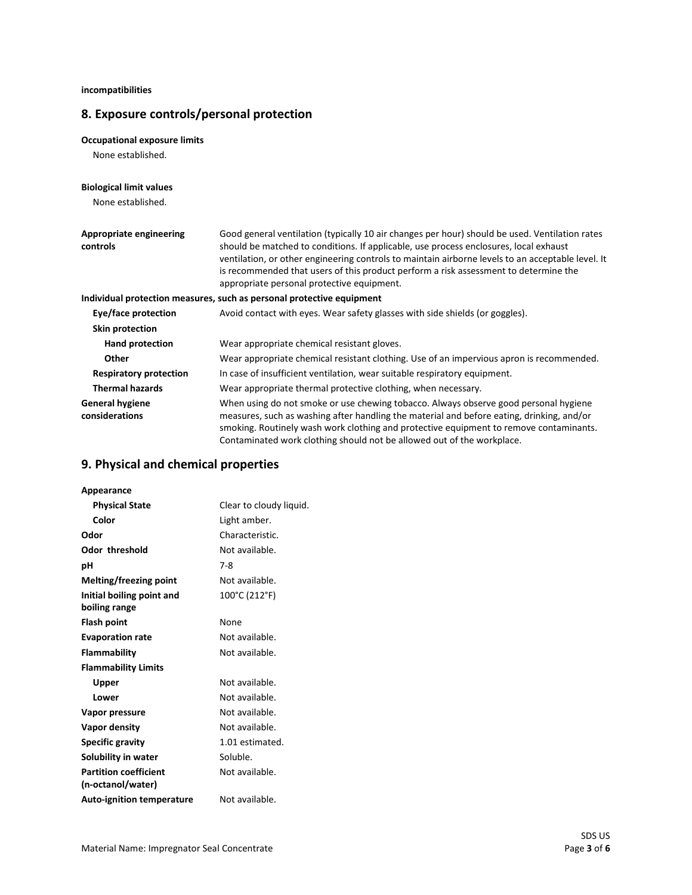**incompatibilities**

## 8. Exposure controls/personal protection

**Occupational exposure limits**

None established.

**Biological limit values**

None established.

| | |
|---|---|
| **Appropriate engineering controls** | Good general ventilation (typically 10 air changes per hour) should be used. Ventilation rates should be matched to conditions. If applicable, use process enclosures, local exhaust ventilation, or other engineering controls to maintain airborne levels to an acceptable level. It is recommended that users of this product perform a risk assessment to determine the appropriate personal protective equipment. |

**Individual protection measures, such as personal protective equipment**

| | |
|---|---|
| **Eye/face protection** | Avoid contact with eyes. Wear safety glasses with side shields (or goggles). |
| **Skin protection** | |
| **Hand protection** | Wear appropriate chemical resistant gloves. |
| **Other** | Wear appropriate chemical resistant clothing. Use of an impervious apron is recommended. |
| **Respiratory protection** | In case of insufficient ventilation, wear suitable respiratory equipment. |
| **Thermal hazards** | Wear appropriate thermal protective clothing, when necessary. |
| **General hygiene considerations** | When using do not smoke or use chewing tobacco. Always observe good personal hygiene measures, such as washing after handling the material and before eating, drinking, and/or smoking. Routinely wash work clothing and protective equipment to remove contaminants. Contaminated work clothing should not be allowed out of the workplace. |

## 9. Physical and chemical properties

| | |
|---|---|
| **Appearance** | |
| **Physical State** | Clear to cloudy liquid. |
| **Color** | Light amber. |
| **Odor** | Characteristic. |
| **Odor threshold** | Not available. |
| **pH** | 7-8 |
| **Melting/freezing point** | Not available. |
| **Initial boiling point and boiling range** | 100°C (212°F) |
| **Flash point** | None |
| **Evaporation rate** | Not available. |
| **Flammability** | Not available. |
| **Flammability Limits** | |
| **Upper** | Not available. |
| **Lower** | Not available. |
| **Vapor pressure** | Not available. |
| **Vapor density** | Not available. |
| **Specific gravity** | 1.01 estimated. |
| **Solubility in water** | Soluble. |
| **Partition coefficient (n-octanol/water)** | Not available. |
| **Auto-ignition temperature** | Not available. |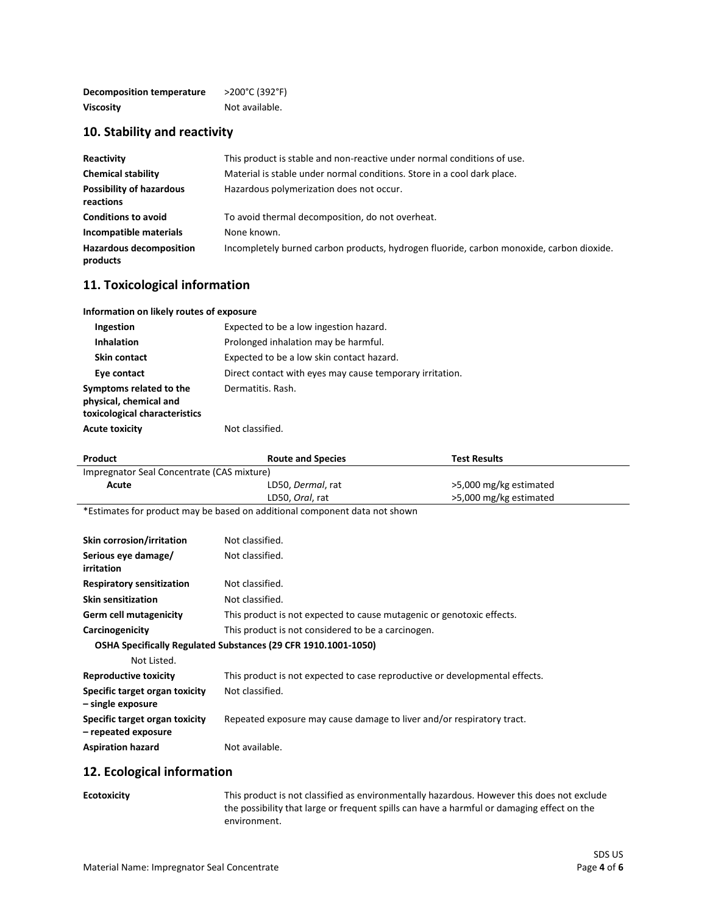| | |
|---|---|
| **Decomposition temperature** | >200°C (392°F) |
| **Viscosity** | Not available. |

## 10. Stability and reactivity

| | |
|---|---|
| **Reactivity** | This product is stable and non-reactive under normal conditions of use. |
| **Chemical stability** | Material is stable under normal conditions. Store in a cool dark place. |
| **Possibility of hazardous reactions** | Hazardous polymerization does not occur. |
| **Conditions to avoid** | To avoid thermal decomposition, do not overheat. |
| **Incompatible materials** | None known. |
| **Hazardous decomposition products** | Incompletely burned carbon products, hydrogen fluoride, carbon monoxide, carbon dioxide. |

## 11. Toxicological information

**Information on likely routes of exposure**

| | |
|---|---|
| **Ingestion** | Expected to be a low ingestion hazard. |
| **Inhalation** | Prolonged inhalation may be harmful. |
| **Skin contact** | Expected to be a low skin contact hazard. |
| **Eye contact** | Direct contact with eyes may cause temporary irritation. |
| **Symptoms related to the physical, chemical and toxicological characteristics** | Dermatitis. Rash. |
| **Acute toxicity** | Not classified. |

| Product | Route and Species | Test Results |
|---|---|---|
| Impregnator Seal Concentrate (CAS mixture) | | |
| **Acute** | LD50, *Dermal*, rat | >5,000 mg/kg estimated |
| | LD50, *Oral*, rat | >5,000 mg/kg estimated |

*Estimates for product may be based on additional component data not shown

| | |
|---|---|
| **Skin corrosion/irritation** | Not classified. |
| **Serious eye damage/ irritation** | Not classified. |
| **Respiratory sensitization** | Not classified. |
| **Skin sensitization** | Not classified. |
| **Germ cell mutagenicity** | This product is not expected to cause mutagenic or genotoxic effects. |
| **Carcinogenicity** | This product is not considered to be a carcinogen. |

**OSHA Specifically Regulated Substances (29 CFR 1910.1001-1050)**

Not Listed.

| | |
|---|---|
| **Reproductive toxicity** | This product is not expected to case reproductive or developmental effects. |
| **Specific target organ toxicity – single exposure** | Not classified. |
| **Specific target organ toxicity – repeated exposure** | Repeated exposure may cause damage to liver and/or respiratory tract. |
| **Aspiration hazard** | Not available. |

## 12. Ecological information

| | |
|---|---|
| **Ecotoxicity** | This product is not classified as environmentally hazardous. However this does not exclude the possibility that large or frequent spills can have a harmful or damaging effect on the environment. |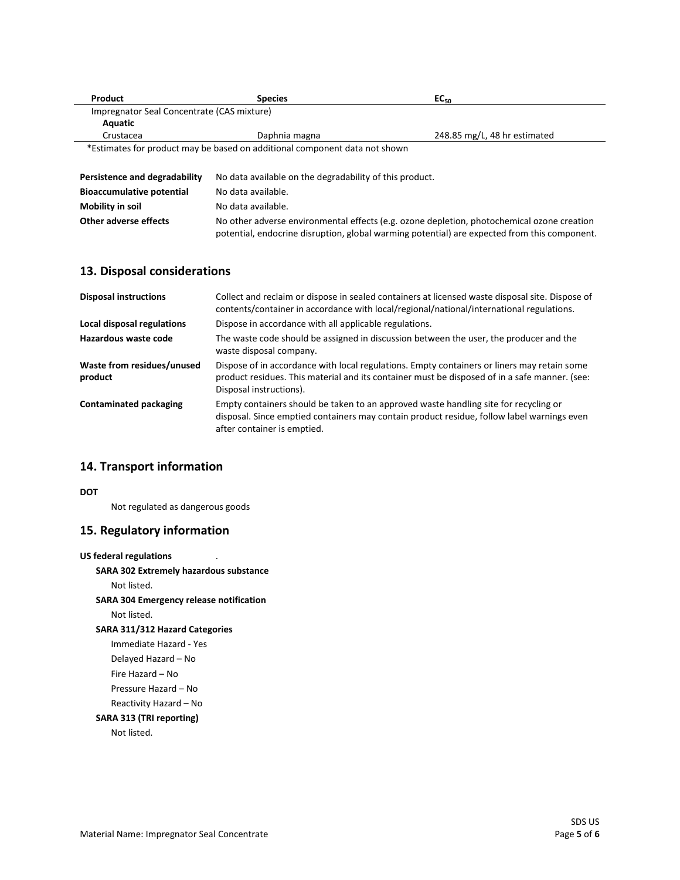| Product | Species | $EC_{50}$ |
|---|---|---|
| Impregnator Seal Concentrate (CAS mixture) | | |
| **Aquatic** | | |
| Crustacea | Daphnia magna | 248.85 mg/L, 48 hr estimated |

*Estimates for product may be based on additional component data not shown

| | |
|---|---|
| **Persistence and degradability** | No data available on the degradability of this product. |
| **Bioaccumulative potential** | No data available. |
| **Mobility in soil** | No data available. |
| **Other adverse effects** | No other adverse environmental effects (e.g. ozone depletion, photochemical ozone creation potential, endocrine disruption, global warming potential) are expected from this component. |

## 13. Disposal considerations

| | |
|---|---|
| **Disposal instructions** | Collect and reclaim or dispose in sealed containers at licensed waste disposal site. Dispose of contents/container in accordance with local/regional/national/international regulations. |
| **Local disposal regulations** | Dispose in accordance with all applicable regulations. |
| **Hazardous waste code** | The waste code should be assigned in discussion between the user, the producer and the waste disposal company. |
| **Waste from residues/unused product** | Dispose of in accordance with local regulations. Empty containers or liners may retain some product residues. This material and its container must be disposed of in a safe manner. (see: Disposal instructions). |
| **Contaminated packaging** | Empty containers should be taken to an approved waste handling site for recycling or disposal. Since emptied containers may contain product residue, follow label warnings even after container is emptied. |

## 14. Transport information

**DOT**

Not regulated as dangerous goods

## 15. Regulatory information

**US federal regulations** .

**SARA 302 Extremely hazardous substance**

Not listed.

**SARA 304 Emergency release notification**

Not listed.

**SARA 311/312 Hazard Categories**

Immediate Hazard - Yes

Delayed Hazard – No

Fire Hazard – No

Pressure Hazard – No

Reactivity Hazard – No

**SARA 313 (TRI reporting)**

Not listed.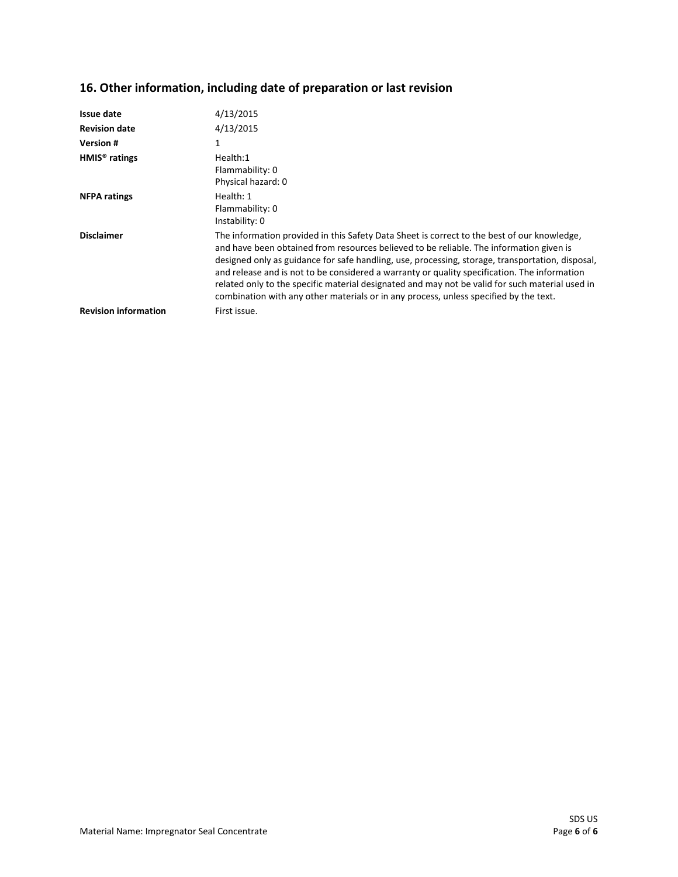## 16. Other information, including date of preparation or last revision

| | |
|---|---|
| **Issue date** | 4/13/2015 |
| **Revision date** | 4/13/2015 |
| **Version #** | 1 |
| **HMIS® ratings** | Health:1<br>Flammability: 0<br>Physical hazard: 0 |
| **NFPA ratings** | Health: 1<br>Flammability: 0<br>Instability: 0 |
| **Disclaimer** | The information provided in this Safety Data Sheet is correct to the best of our knowledge, and have been obtained from resources believed to be reliable. The information given is designed only as guidance for safe handling, use, processing, storage, transportation, disposal, and release and is not to be considered a warranty or quality specification. The information related only to the specific material designated and may not be valid for such material used in combination with any other materials or in any process, unless specified by the text. |
| **Revision information** | First issue. |